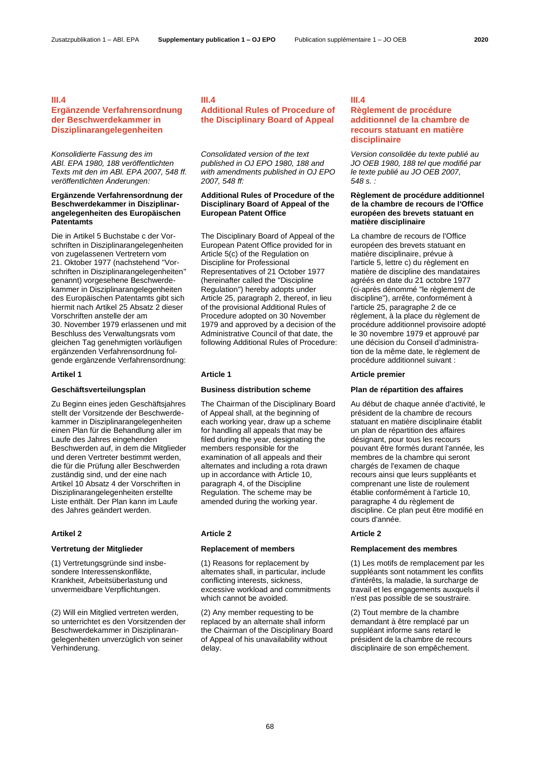## III.4
## Ergänzende Verfahrensordnung der Beschwerdekammer in Disziplinarangelegenheiten

*Konsolidierte Fassung des im ABl. EPA 1980, 188 veröffentlichten Texts mit den im ABl. EPA 2007, 548 ff. veröffentlichten Änderungen:*

**Ergänzende Verfahrensordnung der Beschwerdekammer in Disziplinarangelegenheiten des Europäischen Patentamts**

Die in Artikel 5 Buchstabe c der Vorschriften in Disziplinarangelegenheiten von zugelassenen Vertretern vom 21. Oktober 1977 (nachstehend "Vorschriften in Disziplinarangelegenheiten" genannt) vorgesehene Beschwerdekammer in Disziplinarangelegenheiten des Europäischen Patentamts gibt sich hiermit nach Artikel 25 Absatz 2 dieser Vorschriften anstelle der am 30. November 1979 erlassenen und mit Beschluss des Verwaltungsrats vom gleichen Tag genehmigten vorläufigen ergänzenden Verfahrensordnung folgende ergänzende Verfahrensordnung:

**Artikel 1**

**Geschäftsverteilungsplan**

Zu Beginn eines jeden Geschäftsjahres stellt der Vorsitzende der Beschwerdekammer in Disziplinarangelegenheiten einen Plan für die Behandlung aller im Laufe des Jahres eingehenden Beschwerden auf, in dem die Mitglieder und deren Vertreter bestimmt werden, die für die Prüfung aller Beschwerden zuständig sind, und der eine nach Artikel 10 Absatz 4 der Vorschriften in Disziplinarangelegenheiten erstellte Liste enthält. Der Plan kann im Laufe des Jahres geändert werden.

**Artikel 2**

**Vertretung der Mitglieder**

(1) Vertretungsgründe sind insbesondere Interessenskonflikte, Krankheit, Arbeitsüberlastung und unvermeidbare Verpflichtungen.

(2) Will ein Mitglied vertreten werden, so unterrichtet es den Vorsitzenden der Beschwerdekammer in Disziplinarangelegenheiten unverzüglich von seiner Verhinderung.

## III.4
## Additional Rules of Procedure of the Disciplinary Board of Appeal

*Consolidated version of the text published in OJ EPO 1980, 188 and with amendments published in OJ EPO 2007, 548 ff:*

**Additional Rules of Procedure of the Disciplinary Board of Appeal of the European Patent Office**

The Disciplinary Board of Appeal of the European Patent Office provided for in Article 5(c) of the Regulation on Discipline for Professional Representatives of 21 October 1977 (hereinafter called the "Discipline Regulation") hereby adopts under Article 25, paragraph 2, thereof, in lieu of the provisional Additional Rules of Procedure adopted on 30 November 1979 and approved by a decision of the Administrative Council of that date, the following Additional Rules of Procedure:

**Article 1**

**Business distribution scheme**

The Chairman of the Disciplinary Board of Appeal shall, at the beginning of each working year, draw up a scheme for handling all appeals that may be filed during the year, designating the members responsible for the examination of all appeals and their alternates and including a rota drawn up in accordance with Article 10, paragraph 4, of the Discipline Regulation. The scheme may be amended during the working year.

**Article 2**

**Replacement of members**

(1) Reasons for replacement by alternates shall, in particular, include conflicting interests, sickness, excessive workload and commitments which cannot be avoided.

(2) Any member requesting to be replaced by an alternate shall inform the Chairman of the Disciplinary Board of Appeal of his unavailability without delay.

## III.4
## Règlement de procédure additionnel de la chambre de recours statuant en matière disciplinaire

*Version consolidée du texte publié au JO OEB 1980, 188 tel que modifié par le texte publié au JO OEB 2007, 548 s. :*

**Règlement de procédure additionnel de la chambre de recours de l'Office européen des brevets statuant en matière disciplinaire**

La chambre de recours de l'Office européen des brevets statuant en matière disciplinaire, prévue à l'article 5, lettre c) du règlement en matière de discipline des mandataires agréés en date du 21 octobre 1977 (ci-après dénommé "le règlement de discipline"), arrête, conformément à l'article 25, paragraphe 2 de ce règlement, à la place du règlement de procédure additionnel provisoire adopté le 30 novembre 1979 et approuvé par une décision du Conseil d'administration de la même date, le règlement de procédure additionnel suivant :

**Article premier**

**Plan de répartition des affaires**

Au début de chaque année d'activité, le président de la chambre de recours statuant en matière disciplinaire établit un plan de répartition des affaires désignant, pour tous les recours pouvant être formés durant l'année, les membres de la chambre qui seront chargés de l'examen de chaque recours ainsi que leurs suppléants et comprenant une liste de roulement établie conformément à l'article 10, paragraphe 4 du règlement de discipline. Ce plan peut être modifié en cours d'année.

**Article 2**

**Remplacement des membres**

(1) Les motifs de remplacement par les suppléants sont notamment les conflits d'intérêts, la maladie, la surcharge de travail et les engagements auxquels il n'est pas possible de se soustraire.

(2) Tout membre de la chambre demandant à être remplacé par un suppléant informe sans retard le président de la chambre de recours disciplinaire de son empêchement.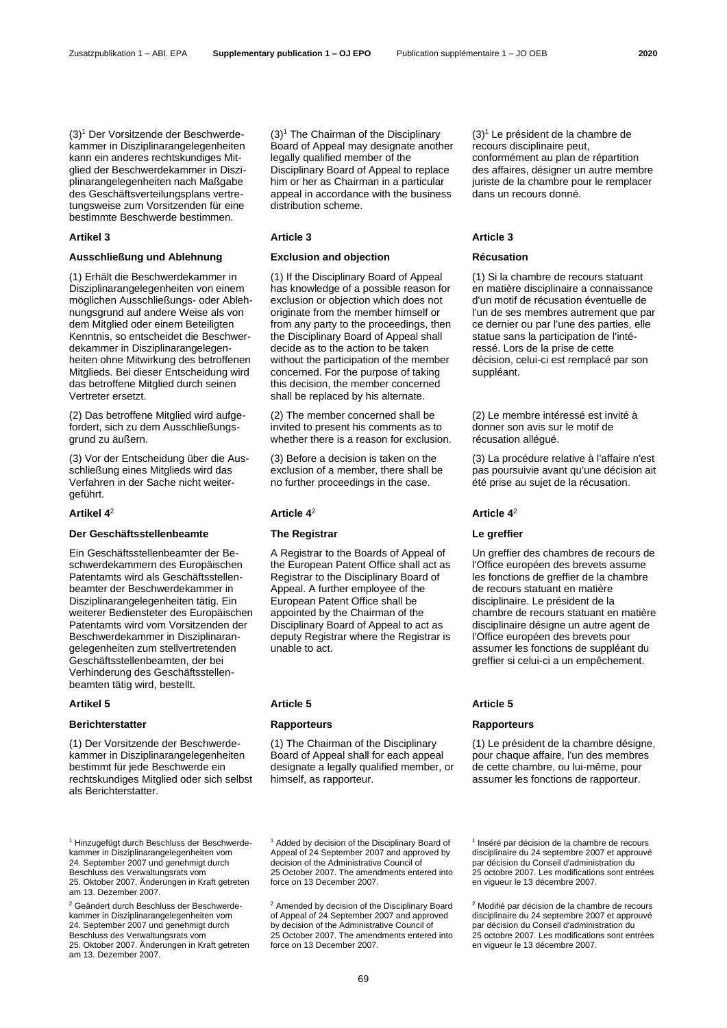(3)[1] Der Vorsitzende der Beschwerdekammer in Disziplinarangelegenheiten kann ein anderes rechtskundiges Mitglied der Beschwerdekammer in Disziplinarangelegenheiten nach Maßgabe des Geschäftsverteilungsplans vertretungsweise zum Vorsitzenden für eine bestimmte Beschwerde bestimmen.

### Artikel 3

#### Ausschließung und Ablehnung

(1) Erhält die Beschwerdekammer in Disziplinarangelegenheiten von einem möglichen Ausschließungs- oder Ablehnungsgrund auf andere Weise als von dem Mitglied oder einem Beteiligten Kenntnis, so entscheidet die Beschwerdekammer in Disziplinarangelegenheiten ohne Mitwirkung des betroffenen Mitglieds. Bei dieser Entscheidung wird das betroffene Mitglied durch seinen Vertreter ersetzt.

(2) Das betroffene Mitglied wird aufgefordert, sich zu dem Ausschließungsgrund zu äußern.

(3) Vor der Entscheidung über die Ausschließung eines Mitglieds wird das Verfahren in der Sache nicht weitergeführt.

### Artikel 4[2]

#### Der Geschäftsstellenbeamte

Ein Geschäftsstellenbeamter der Beschwerdekammern des Europäischen Patentamts wird als Geschäftsstellenbeamter der Beschwerdekammer in Disziplinarangelegenheiten tätig. Ein weiterer Bediensteter des Europäischen Patentamts wird vom Vorsitzenden der Beschwerdekammer in Disziplinarangelegenheiten zum stellvertretenden Geschäftsstellenbeamten, der bei Verhinderung des Geschäftsstellenbeamten tätig wird, bestellt.

### Artikel 5

#### Berichterstatter

(1) Der Vorsitzende der Beschwerdekammer in Disziplinarangelegenheiten bestimmt für jede Beschwerde ein rechtskundiges Mitglied oder sich selbst als Berichterstatter.

[1] Hinzugefügt durch Beschluss der Beschwerdekammer in Disziplinarangelegenheiten vom 24. September 2007 und genehmigt durch Beschluss des Verwaltungsrats vom 25. Oktober 2007. Änderungen in Kraft getreten am 13. Dezember 2007.

[2] Geändert durch Beschluss der Beschwerdekammer in Disziplinarangelegenheiten vom 24. September 2007 und genehmigt durch Beschluss des Verwaltungsrats vom 25. Oktober 2007. Änderungen in Kraft getreten am 13. Dezember 2007.

---

(3)[1] The Chairman of the Disciplinary Board of Appeal may designate another legally qualified member of the Disciplinary Board of Appeal to replace him or her as Chairman in a particular appeal in accordance with the business distribution scheme.

### Article 3

#### Exclusion and objection

(1) If the Disciplinary Board of Appeal has knowledge of a possible reason for exclusion or objection which does not originate from the member himself or from any party to the proceedings, then the Disciplinary Board of Appeal shall decide as to the action to be taken without the participation of the member concerned. For the purpose of taking this decision, the member concerned shall be replaced by his alternate.

(2) The member concerned shall be invited to present his comments as to whether there is a reason for exclusion.

(3) Before a decision is taken on the exclusion of a member, there shall be no further proceedings in the case.

### Article 4[2]

#### The Registrar

A Registrar to the Boards of Appeal of the European Patent Office shall act as Registrar to the Disciplinary Board of Appeal. A further employee of the European Patent Office shall be appointed by the Chairman of the Disciplinary Board of Appeal to act as deputy Registrar where the Registrar is unable to act.

### Article 5

#### Rapporteurs

(1) The Chairman of the Disciplinary Board of Appeal shall for each appeal designate a legally qualified member, or himself, as rapporteur.

[1] Added by decision of the Disciplinary Board of Appeal of 24 September 2007 and approved by decision of the Administrative Council of 25 October 2007. The amendments entered into force on 13 December 2007.

[2] Amended by decision of the Disciplinary Board of Appeal of 24 September 2007 and approved by decision of the Administrative Council of 25 October 2007. The amendments entered into force on 13 December 2007.

---

(3)[1] Le président de la chambre de recours disciplinaire peut, conformément au plan de répartition des affaires, désigner un autre membre juriste de la chambre pour le remplacer dans un recours donné.

### Article 3

#### Récusation

(1) Si la chambre de recours statuant en matière disciplinaire a connaissance d'un motif de récusation éventuelle de l'un de ses membres autrement que par ce dernier ou par l'une des parties, elle statue sans la participation de l'intéressé. Lors de la prise de cette décision, celui-ci est remplacé par son suppléant.

(2) Le membre intéressé est invité à donner son avis sur le motif de récusation allégué.

(3) La procédure relative à l'affaire n'est pas poursuivie avant qu'une décision ait été prise au sujet de la récusation.

### Article 4[2]

#### Le greffier

Un greffier des chambres de recours de l'Office européen des brevets assume les fonctions de greffier de la chambre de recours statuant en matière disciplinaire. Le président de la chambre de recours statuant en matière disciplinaire désigne un autre agent de l'Office européen des brevets pour assumer les fonctions de suppléant du greffier si celui-ci a un empêchement.

### Article 5

#### Rapporteurs

(1) Le président de la chambre désigne, pour chaque affaire, l'un des membres de cette chambre, ou lui-même, pour assumer les fonctions de rapporteur.

[1] Inséré par décision de la chambre de recours disciplinaire du 24 septembre 2007 et approuvé par décision du Conseil d'administration du 25 octobre 2007. Les modifications sont entrées en vigueur le 13 décembre 2007.

[2] Modifié par décision de la chambre de recours disciplinaire du 24 septembre 2007 et approuvé par décision du Conseil d'administration du 25 octobre 2007. Les modifications sont entrées en vigueur le 13 décembre 2007.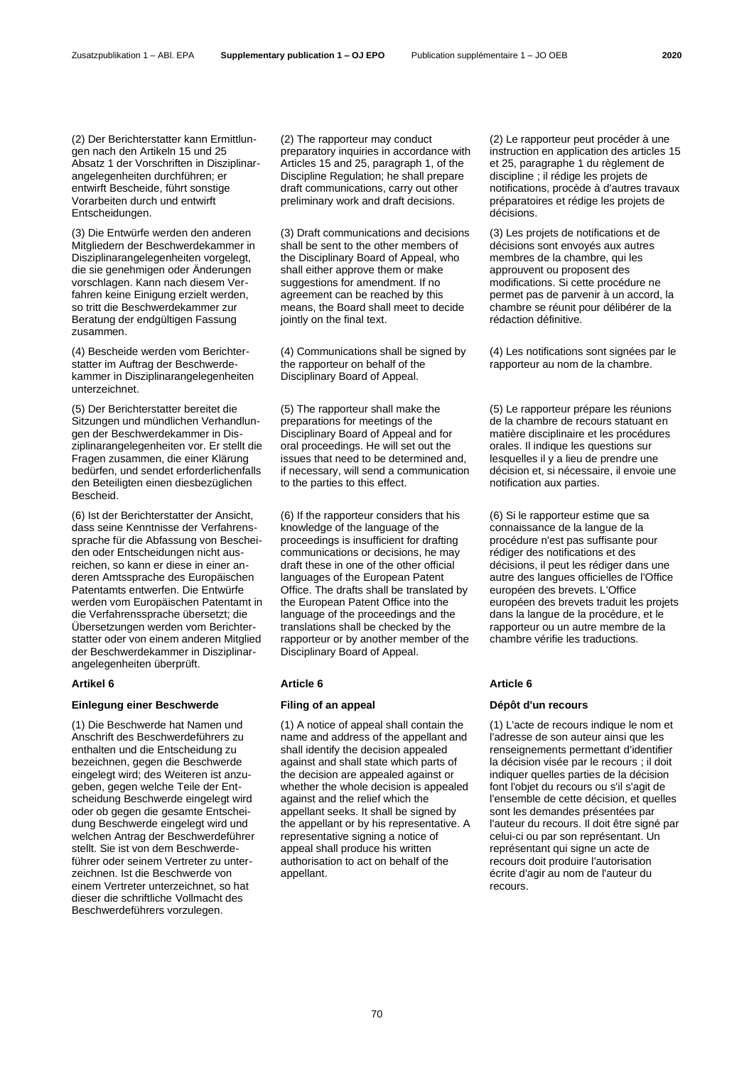(2) Der Berichterstatter kann Ermittlungen nach den Artikeln 15 und 25 Absatz 1 der Vorschriften in Disziplinarangelegenheiten durchführen; er entwirft Bescheide, führt sonstige Vorarbeiten durch und entwirft Entscheidungen.

(3) Die Entwürfe werden den anderen Mitgliedern der Beschwerdekammer in Disziplinarangelegenheiten vorgelegt, die sie genehmigen oder Änderungen vorschlagen. Kann nach diesem Verfahren keine Einigung erzielt werden, so tritt die Beschwerdekammer zur Beratung der endgültigen Fassung zusammen.

(4) Bescheide werden vom Berichterstatter im Auftrag der Beschwerdekammer in Disziplinarangelegenheiten unterzeichnet.

(5) Der Berichterstatter bereitet die Sitzungen und mündlichen Verhandlungen der Beschwerdekammer in Disziplinarangelegenheiten vor. Er stellt die Fragen zusammen, die einer Klärung bedürfen, und sendet erforderlichenfalls den Beteiligten einen diesbezüglichen Bescheid.

(6) Ist der Berichterstatter der Ansicht, dass seine Kenntnisse der Verfahrenssprache für die Abfassung von Bescheiden oder Entscheidungen nicht ausreichen, so kann er diese in einer anderen Amtssprache des Europäischen Patentamts entwerfen. Die Entwürfe werden vom Europäischen Patentamt in die Verfahrenssprache übersetzt; die Übersetzungen werden vom Berichterstatter oder von einem anderen Mitglied der Beschwerdekammer in Disziplinarangelegenheiten überprüft.

**Artikel 6**

**Einlegung einer Beschwerde**

(1) Die Beschwerde hat Namen und Anschrift des Beschwerdeführers zu enthalten und die Entscheidung zu bezeichnen, gegen die Beschwerde eingelegt wird; des Weiteren ist anzugeben, gegen welche Teile der Entscheidung Beschwerde eingelegt wird oder ob gegen die gesamte Entscheidung Beschwerde eingelegt wird und welchen Antrag der Beschwerdeführer stellt. Sie ist von dem Beschwerdeführer oder seinem Vertreter zu unterzeichnen. Ist die Beschwerde von einem Vertreter unterzeichnet, so hat dieser die schriftliche Vollmacht des Beschwerdeführers vorzulegen.

(2) The rapporteur may conduct preparatory inquiries in accordance with Articles 15 and 25, paragraph 1, of the Discipline Regulation; he shall prepare draft communications, carry out other preliminary work and draft decisions.

(3) Draft communications and decisions shall be sent to the other members of the Disciplinary Board of Appeal, who shall either approve them or make suggestions for amendment. If no agreement can be reached by this means, the Board shall meet to decide jointly on the final text.

(4) Communications shall be signed by the rapporteur on behalf of the Disciplinary Board of Appeal.

(5) The rapporteur shall make the preparations for meetings of the Disciplinary Board of Appeal and for oral proceedings. He will set out the issues that need to be determined and, if necessary, will send a communication to the parties to this effect.

(6) If the rapporteur considers that his knowledge of the language of the proceedings is insufficient for drafting communications or decisions, he may draft these in one of the other official languages of the European Patent Office. The drafts shall be translated by the European Patent Office into the language of the proceedings and the translations shall be checked by the rapporteur or by another member of the Disciplinary Board of Appeal.

**Article 6**

**Filing of an appeal**

(1) A notice of appeal shall contain the name and address of the appellant and shall identify the decision appealed against and shall state which parts of the decision are appealed against or whether the whole decision is appealed against and the relief which the appellant seeks. It shall be signed by the appellant or by his representative. A representative signing a notice of appeal shall produce his written authorisation to act on behalf of the appellant.

(2) Le rapporteur peut procéder à une instruction en application des articles 15 et 25, paragraphe 1 du règlement de discipline ; il rédige les projets de notifications, procède à d'autres travaux préparatoires et rédige les projets de décisions.

(3) Les projets de notifications et de décisions sont envoyés aux autres membres de la chambre, qui les approuvent ou proposent des modifications. Si cette procédure ne permet pas de parvenir à un accord, la chambre se réunit pour délibérer de la rédaction définitive.

(4) Les notifications sont signées par le rapporteur au nom de la chambre.

(5) Le rapporteur prépare les réunions de la chambre de recours statuant en matière disciplinaire et les procédures orales. Il indique les questions sur lesquelles il y a lieu de prendre une décision et, si nécessaire, il envoie une notification aux parties.

(6) Si le rapporteur estime que sa connaissance de la langue de la procédure n'est pas suffisante pour rédiger des notifications et des décisions, il peut les rédiger dans une autre des langues officielles de l'Office européen des brevets. L'Office européen des brevets traduit les projets dans la langue de la procédure, et le rapporteur ou un autre membre de la chambre vérifie les traductions.

**Article 6**

**Dépôt d'un recours**

(1) L'acte de recours indique le nom et l'adresse de son auteur ainsi que les renseignements permettant d'identifier la décision visée par le recours ; il doit indiquer quelles parties de la décision font l'objet du recours ou s'il s'agit de l'ensemble de cette décision, et quelles sont les demandes présentées par l'auteur du recours. Il doit être signé par celui-ci ou par son représentant. Un représentant qui signe un acte de recours doit produire l'autorisation écrite d'agir au nom de l'auteur du recours.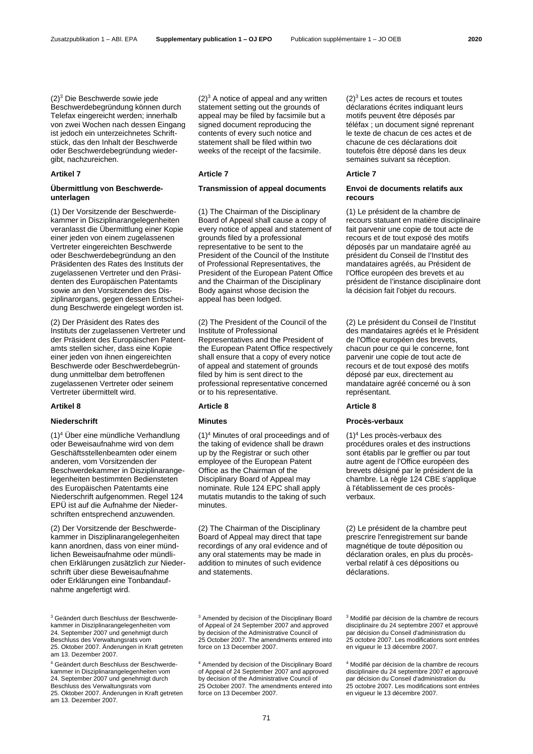(2)[3] Die Beschwerde sowie jede Beschwerdebegründung können durch Telefax eingereicht werden; innerhalb von zwei Wochen nach dessen Eingang ist jedoch ein unterzeichnetes Schriftstück, das den Inhalt der Beschwerde oder Beschwerdebegründung wiedergibt, nachzureichen.

### Artikel 7

### Übermittlung von Beschwerdeunterlagen

(1) Der Vorsitzende der Beschwerdekammer in Disziplinarangelegenheiten veranlasst die Übermittlung einer Kopie einer jeden von einem zugelassenen Vertreter eingereichten Beschwerde oder Beschwerdebegründung an den Präsidenten des Rates des Instituts der zugelassenen Vertreter und den Präsidenten des Europäischen Patentamts sowie an den Vorsitzenden des Disziplinarorgans, gegen dessen Entscheidung Beschwerde eingelegt worden ist.

(2) Der Präsident des Rates des Instituts der zugelassenen Vertreter und der Präsident des Europäischen Patentamts stellen sicher, dass eine Kopie einer jeden von ihnen eingereichten Beschwerde oder Beschwerdebegründung unmittelbar dem betroffenen zugelassenen Vertreter oder seinem Vertreter übermittelt wird.

### Artikel 8

### Niederschrift

(1)[4] Über eine mündliche Verhandlung oder Beweisaufnahme wird von dem Geschäftsstellenbeamten oder einem anderen, vom Vorsitzenden der Beschwerdekammer in Disziplinarangelegenheiten bestimmten Bediensteten des Europäischen Patentamts eine Niederschrift aufgenommen. Regel 124 EPÜ ist auf die Aufnahme der Niederschriften entsprechend anzuwenden.

(2) Der Vorsitzende der Beschwerdekammer in Disziplinarangelegenheiten kann anordnen, dass von einer mündlichen Beweisaufnahme oder mündlichen Erklärungen zusätzlich zur Niederschrift über diese Beweisaufnahme oder Erklärungen eine Tonbandaufnahme angefertigt wird.

[3] Geändert durch Beschluss der Beschwerdekammer in Disziplinarangelegenheiten vom 24. September 2007 und genehmigt durch Beschluss des Verwaltungsrats vom 25. Oktober 2007. Änderungen in Kraft getreten am 13. Dezember 2007.

[4] Geändert durch Beschluss der Beschwerdekammer in Disziplinarangelegenheiten vom 24. September 2007 und genehmigt durch Beschluss des Verwaltungsrats vom 25. Oktober 2007. Änderungen in Kraft getreten am 13. Dezember 2007.

(2)[3] A notice of appeal and any written statement setting out the grounds of appeal may be filed by facsimile but a signed document reproducing the contents of every such notice and statement shall be filed within two weeks of the receipt of the facsimile.

### Article 7

### Transmission of appeal documents

(1) The Chairman of the Disciplinary Board of Appeal shall cause a copy of every notice of appeal and statement of grounds filed by a professional representative to be sent to the President of the Council of the Institute of Professional Representatives, the President of the European Patent Office and the Chairman of the Disciplinary Body against whose decision the appeal has been lodged.

(2) The President of the Council of the Institute of Professional Representatives and the President of the European Patent Office respectively shall ensure that a copy of every notice of appeal and statement of grounds filed by him is sent direct to the professional representative concerned or to his representative.

### Article 8

### Minutes

(1)[4] Minutes of oral proceedings and of the taking of evidence shall be drawn up by the Registrar or such other employee of the European Patent Office as the Chairman of the Disciplinary Board of Appeal may nominate. Rule 124 EPC shall apply mutatis mutandis to the taking of such minutes.

(2) The Chairman of the Disciplinary Board of Appeal may direct that tape recordings of any oral evidence and of any oral statements may be made in addition to minutes of such evidence and statements.

[3] Amended by decision of the Disciplinary Board of Appeal of 24 September 2007 and approved by decision of the Administrative Council of 25 October 2007. The amendments entered into force on 13 December 2007.

[4] Amended by decision of the Disciplinary Board of Appeal of 24 September 2007 and approved by decision of the Administrative Council of 25 October 2007. The amendments entered into force on 13 December 2007.

(2)[3] Les actes de recours et toutes déclarations écrites indiquant leurs motifs peuvent être déposés par téléfax ; un document signé reprenant le texte de chacun de ces actes et de chacune de ces déclarations doit toutefois être déposé dans les deux semaines suivant sa réception.

### Article 7

### Envoi de documents relatifs aux recours

(1) Le président de la chambre de recours statuant en matière disciplinaire fait parvenir une copie de tout acte de recours et de tout exposé des motifs déposés par un mandataire agréé au président du Conseil de l'Institut des mandataires agréés, au Président de l'Office européen des brevets et au président de l'instance disciplinaire dont la décision fait l'objet du recours.

(2) Le président du Conseil de l'Institut des mandataires agréés et le Président de l'Office européen des brevets, chacun pour ce qui le concerne, font parvenir une copie de tout acte de recours et de tout exposé des motifs déposé par eux, directement au mandataire agréé concerné ou à son représentant.

### Article 8

### Procès-verbaux

(1)[4] Les procès-verbaux des procédures orales et des instructions sont établis par le greffier ou par tout autre agent de l'Office européen des brevets désigné par le président de la chambre. La règle 124 CBE s'applique à l'établissement de ces procès-verbaux.

(2) Le président de la chambre peut prescrire l'enregistrement sur bande magnétique de toute déposition ou déclaration orales, en plus du procès-verbal relatif à ces dépositions ou déclarations.

[3] Modifié par décision de la chambre de recours disciplinaire du 24 septembre 2007 et approuvé par décision du Conseil d'administration du 25 octobre 2007. Les modifications sont entrées en vigueur le 13 décembre 2007.

[4] Modifié par décision de la chambre de recours disciplinaire du 24 septembre 2007 et approuvé par décision du Conseil d'administration du 25 octobre 2007. Les modifications sont entrées en vigueur le 13 décembre 2007.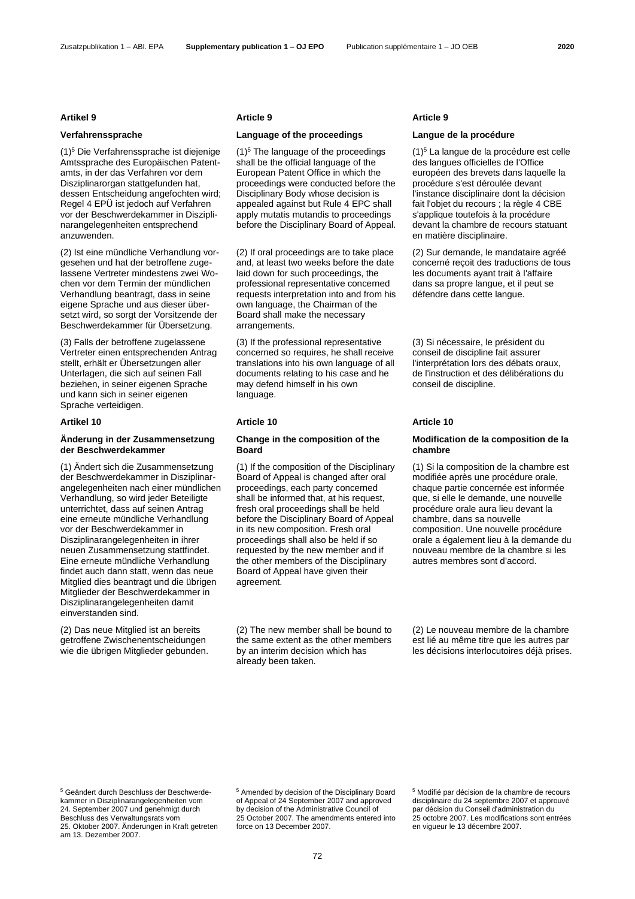## Artikel 9

### Verfahrenssprache

(1)[5] Die Verfahrenssprache ist diejenige Amtssprache des Europäischen Patentamts, in der das Verfahren vor dem Disziplinarorgan stattgefunden hat, dessen Entscheidung angefochten wird; Regel 4 EPÜ ist jedoch auf Verfahren vor der Beschwerdekammer in Disziplinarangelegenheiten entsprechend anzuwenden.

(2) Ist eine mündliche Verhandlung vorgesehen und hat der betroffene zugelassene Vertreter mindestens zwei Wochen vor dem Termin der mündlichen Verhandlung beantragt, dass in seine eigene Sprache und aus dieser übersetzt wird, so sorgt der Vorsitzende der Beschwerdekammer für Übersetzung.

(3) Falls der betroffene zugelassene Vertreter einen entsprechenden Antrag stellt, erhält er Übersetzungen aller Unterlagen, die sich auf seinen Fall beziehen, in seiner eigenen Sprache und kann sich in seiner eigenen Sprache verteidigen.

## Artikel 10

### Änderung in der Zusammensetzung der Beschwerdekammer

(1) Ändert sich die Zusammensetzung der Beschwerdekammer in Disziplinarangelegenheiten nach einer mündlichen Verhandlung, so wird jeder Beteiligte unterrichtet, dass auf seinen Antrag eine erneute mündliche Verhandlung vor der Beschwerdekammer in Disziplinarangelegenheiten in ihrer neuen Zusammensetzung stattfindet. Eine erneute mündliche Verhandlung findet auch dann statt, wenn das neue Mitglied dies beantragt und die übrigen Mitglieder der Beschwerdekammer in Disziplinarangelegenheiten damit einverstanden sind.

(2) Das neue Mitglied ist an bereits getroffene Zwischenentscheidungen wie die übrigen Mitglieder gebunden.

[5] Geändert durch Beschluss der Beschwerdekammer in Disziplinarangelegenheiten vom 24. September 2007 und genehmigt durch Beschluss des Verwaltungsrats vom 25. Oktober 2007. Änderungen in Kraft getreten am 13. Dezember 2007.

## Article 9

### Language of the proceedings

(1)[5] The language of the proceedings shall be the official language of the European Patent Office in which the proceedings were conducted before the Disciplinary Body whose decision is appealed against but Rule 4 EPC shall apply mutatis mutandis to proceedings before the Disciplinary Board of Appeal.

(2) If oral proceedings are to take place and, at least two weeks before the date laid down for such proceedings, the professional representative concerned requests interpretation into and from his own language, the Chairman of the Board shall make the necessary arrangements.

(3) If the professional representative concerned so requires, he shall receive translations into his own language of all documents relating to his case and he may defend himself in his own language.

## Article 10

### Change in the composition of the Board

(1) If the composition of the Disciplinary Board of Appeal is changed after oral proceedings, each party concerned shall be informed that, at his request, fresh oral proceedings shall be held before the Disciplinary Board of Appeal in its new composition. Fresh oral proceedings shall also be held if so requested by the new member and if the other members of the Disciplinary Board of Appeal have given their agreement.

(2) The new member shall be bound to the same extent as the other members by an interim decision which has already been taken.

[5] Amended by decision of the Disciplinary Board of Appeal of 24 September 2007 and approved by decision of the Administrative Council of 25 October 2007. The amendments entered into force on 13 December 2007.

## Article 9

### Langue de la procédure

(1)[5] La langue de la procédure est celle des langues officielles de l'Office européen des brevets dans laquelle la procédure s'est déroulée devant l'instance disciplinaire dont la décision fait l'objet du recours ; la règle 4 CBE s'applique toutefois à la procédure devant la chambre de recours statuant en matière disciplinaire.

(2) Sur demande, le mandataire agréé concerné reçoit des traductions de tous les documents ayant trait à l'affaire dans sa propre langue, et il peut se défendre dans cette langue.

(3) Si nécessaire, le président du conseil de discipline fait assurer l'interprétation lors des débats oraux, de l'instruction et des délibérations du conseil de discipline.

## Article 10

### Modification de la composition de la chambre

(1) Si la composition de la chambre est modifiée après une procédure orale, chaque partie concernée est informée que, si elle le demande, une nouvelle procédure orale aura lieu devant la chambre, dans sa nouvelle composition. Une nouvelle procédure orale a également lieu à la demande du nouveau membre de la chambre si les autres membres sont d'accord.

(2) Le nouveau membre de la chambre est lié au même titre que les autres par les décisions interlocutoires déjà prises.

[5] Modifié par décision de la chambre de recours disciplinaire du 24 septembre 2007 et approuvé par décision du Conseil d'administration du 25 octobre 2007. Les modifications sont entrées en vigueur le 13 décembre 2007.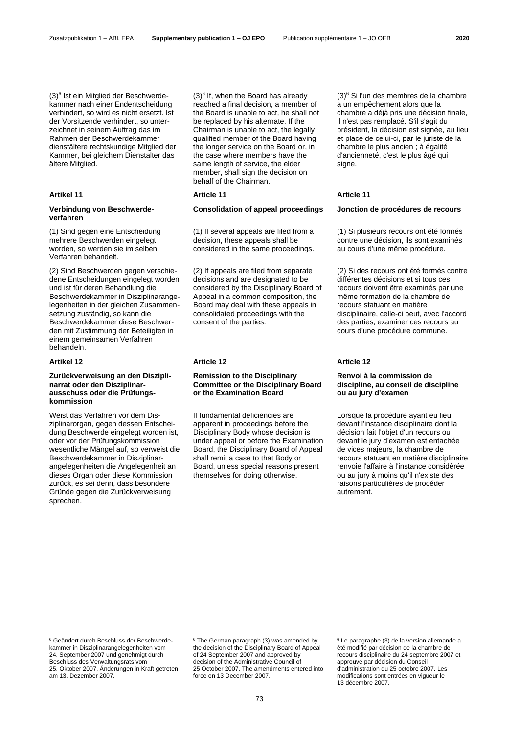(3)[6] Ist ein Mitglied der Beschwerdekammer nach einer Endentscheidung verhindert, so wird es nicht ersetzt. Ist der Vorsitzende verhindert, so unterzeichnet in seinem Auftrag das im Rahmen der Beschwerdekammer dienstältere rechtskundige Mitglied der Kammer, bei gleichem Dienstalter das ältere Mitglied.

### Artikel 11

#### Verbindung von Beschwerdeverfahren

(1) Sind gegen eine Entscheidung mehrere Beschwerden eingelegt worden, so werden sie im selben Verfahren behandelt.

(2) Sind Beschwerden gegen verschiedene Entscheidungen eingelegt worden und ist für deren Behandlung die Beschwerdekammer in Disziplinarangelegenheiten in der gleichen Zusammensetzung zuständig, so kann die Beschwerdekammer diese Beschwerden mit Zustimmung der Beteiligten in einem gemeinsamen Verfahren behandeln.

### Artikel 12

#### Zurückverweisung an den Disziplinarrat oder den Disziplinarausschuss oder die Prüfungskommission

Weist das Verfahren vor dem Disziplinarorgan, gegen dessen Entscheidung Beschwerde eingelegt worden ist, oder vor der Prüfungskommission wesentliche Mängel auf, so verweist die Beschwerdekammer in Disziplinarangelegenheiten die Angelegenheit an dieses Organ oder diese Kommission zurück, es sei denn, dass besondere Gründe gegen die Zurückverweisung sprechen.

[6] Geändert durch Beschluss der Beschwerdekammer in Disziplinarangelegenheiten vom 24. September 2007 und genehmigt durch Beschluss des Verwaltungsrats vom 25. Oktober 2007. Änderungen in Kraft getreten am 13. Dezember 2007.

---

(3)[6] If, when the Board has already reached a final decision, a member of the Board is unable to act, he shall not be replaced by his alternate. If the Chairman is unable to act, the legally qualified member of the Board having the longer service on the Board or, in the case where members have the same length of service, the elder member, shall sign the decision on behalf of the Chairman.

### Article 11

#### Consolidation of appeal proceedings

(1) If several appeals are filed from a decision, these appeals shall be considered in the same proceedings.

(2) If appeals are filed from separate decisions and are designated to be considered by the Disciplinary Board of Appeal in a common composition, the Board may deal with these appeals in consolidated proceedings with the consent of the parties.

### Article 12

#### Remission to the Disciplinary Committee or the Disciplinary Board or the Examination Board

If fundamental deficiencies are apparent in proceedings before the Disciplinary Body whose decision is under appeal or before the Examination Board, the Disciplinary Board of Appeal shall remit a case to that Body or Board, unless special reasons present themselves for doing otherwise.

[6] The German paragraph (3) was amended by the decision of the Disciplinary Board of Appeal of 24 September 2007 and approved by decision of the Administrative Council of 25 October 2007. The amendments entered into force on 13 December 2007.

---

(3)[6] Si l'un des membres de la chambre a un empêchement alors que la chambre a déjà pris une décision finale, il n'est pas remplacé. S'il s'agit du président, la décision est signée, au lieu et place de celui-ci, par le juriste de la chambre le plus ancien ; à égalité d'ancienneté, c'est le plus âgé qui signe.

### Article 11

#### Jonction de procédures de recours

(1) Si plusieurs recours ont été formés contre une décision, ils sont examinés au cours d'une même procédure.

(2) Si des recours ont été formés contre différentes décisions et si tous ces recours doivent être examinés par une même formation de la chambre de recours statuant en matière disciplinaire, celle-ci peut, avec l'accord des parties, examiner ces recours au cours d'une procédure commune.

### Article 12

#### Renvoi à la commission de discipline, au conseil de discipline ou au jury d'examen

Lorsque la procédure ayant eu lieu devant l'instance disciplinaire dont la décision fait l'objet d'un recours ou devant le jury d'examen est entachée de vices majeurs, la chambre de recours statuant en matière disciplinaire renvoie l'affaire à l'instance considérée ou au jury à moins qu'il n'existe des raisons particulières de procéder autrement.

[6] Le paragraphe (3) de la version allemande a été modifié par décision de la chambre de recours disciplinaire du 24 septembre 2007 et approuvé par décision du Conseil d'administration du 25 octobre 2007. Les modifications sont entrées en vigueur le 13 décembre 2007.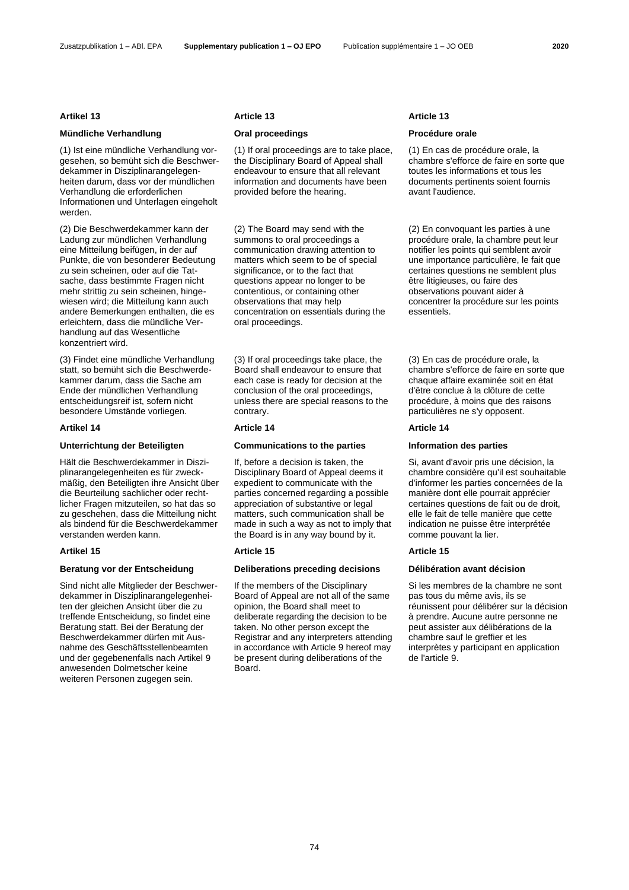## Artikel 13

### Mündliche Verhandlung

(1) Ist eine mündliche Verhandlung vorgesehen, so bemüht sich die Beschwerdekammer in Disziplinarangelegenheiten darum, dass vor der mündlichen Verhandlung die erforderlichen Informationen und Unterlagen eingeholt werden.

(2) Die Beschwerdekammer kann der Ladung zur mündlichen Verhandlung eine Mitteilung beifügen, in der auf Punkte, die von besonderer Bedeutung zu sein scheinen, oder auf die Tatsache, dass bestimmte Fragen nicht mehr strittig zu sein scheinen, hingewiesen wird; die Mitteilung kann auch andere Bemerkungen enthalten, die es erleichtern, dass die mündliche Verhandlung auf das Wesentliche konzentriert wird.

(3) Findet eine mündliche Verhandlung statt, so bemüht sich die Beschwerdekammer darum, dass die Sache am Ende der mündlichen Verhandlung entscheidungsreif ist, sofern nicht besondere Umstände vorliegen.

## Artikel 14

### Unterrichtung der Beteiligten

Hält die Beschwerdekammer in Disziplinarangelegenheiten es für zweckmäßig, den Beteiligten ihre Ansicht über die Beurteilung sachlicher oder rechtlicher Fragen mitzuteilen, so hat das so zu geschehen, dass die Mitteilung nicht als bindend für die Beschwerdekammer verstanden werden kann.

## Artikel 15

### Beratung vor der Entscheidung

Sind nicht alle Mitglieder der Beschwerdekammer in Disziplinarangelegenheiten der gleichen Ansicht über die zu treffende Entscheidung, so findet eine Beratung statt. Bei der Beratung der Beschwerdekammer dürfen mit Ausnahme des Geschäftsstellenbeamten und der gegebenenfalls nach Artikel 9 anwesenden Dolmetscher keine weiteren Personen zugegen sein.

## Article 13

### Oral proceedings

(1) If oral proceedings are to take place, the Disciplinary Board of Appeal shall endeavour to ensure that all relevant information and documents have been provided before the hearing.

(2) The Board may send with the summons to oral proceedings a communication drawing attention to matters which seem to be of special significance, or to the fact that questions appear no longer to be contentious, or containing other observations that may help concentration on essentials during the oral proceedings.

(3) If oral proceedings take place, the Board shall endeavour to ensure that each case is ready for decision at the conclusion of the oral proceedings, unless there are special reasons to the contrary.

## Article 14

### Communications to the parties

If, before a decision is taken, the Disciplinary Board of Appeal deems it expedient to communicate with the parties concerned regarding a possible appreciation of substantive or legal matters, such communication shall be made in such a way as not to imply that the Board is in any way bound by it.

## Article 15

### Deliberations preceding decisions

If the members of the Disciplinary Board of Appeal are not all of the same opinion, the Board shall meet to deliberate regarding the decision to be taken. No other person except the Registrar and any interpreters attending in accordance with Article 9 hereof may be present during deliberations of the Board.

## Article 13

### Procédure orale

(1) En cas de procédure orale, la chambre s'efforce de faire en sorte que toutes les informations et tous les documents pertinents soient fournis avant l'audience.

(2) En convoquant les parties à une procédure orale, la chambre peut leur notifier les points qui semblent avoir une importance particulière, le fait que certaines questions ne semblent plus être litigieuses, ou faire des observations pouvant aider à concentrer la procédure sur les points essentiels.

(3) En cas de procédure orale, la chambre s'efforce de faire en sorte que chaque affaire examinée soit en état d'être conclue à la clôture de cette procédure, à moins que des raisons particulières ne s'y opposent.

## Article 14

### Information des parties

Si, avant d'avoir pris une décision, la chambre considère qu'il est souhaitable d'informer les parties concernées de la manière dont elle pourrait apprécier certaines questions de fait ou de droit, elle le fait de telle manière que cette indication ne puisse être interprétée comme pouvant la lier.

## Article 15

### Délibération avant décision

Si les membres de la chambre ne sont pas tous du même avis, ils se réunissent pour délibérer sur la décision à prendre. Aucune autre personne ne peut assister aux délibérations de la chambre sauf le greffier et les interprètes y participant en application de l'article 9.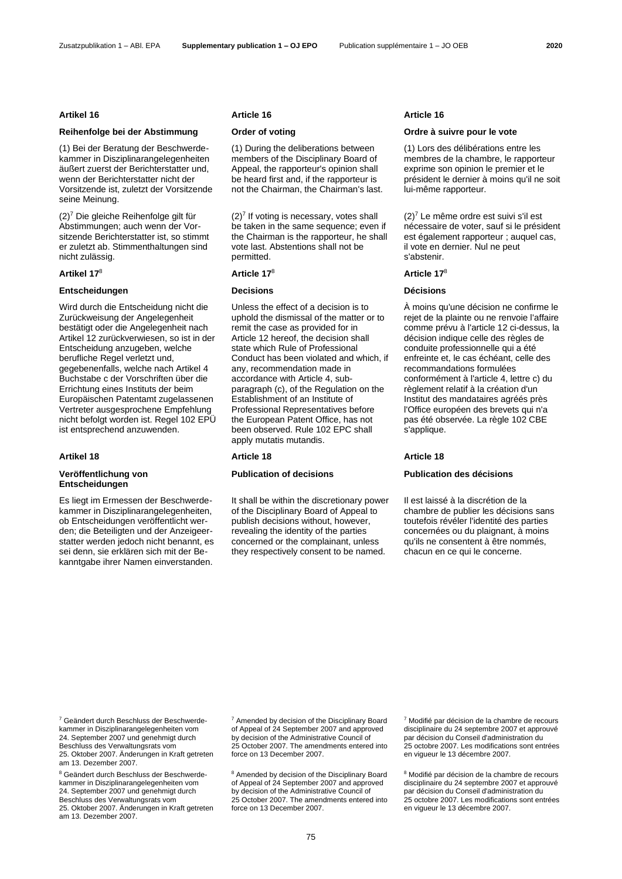### Artikel 16

**Reihenfolge bei der Abstimmung**

(1) Bei der Beratung der Beschwerdekammer in Disziplinarangelegenheiten äußert zuerst der Berichterstatter und, wenn der Berichterstatter nicht der Vorsitzende ist, zuletzt der Vorsitzende seine Meinung.

(2)[7] Die gleiche Reihenfolge gilt für Abstimmungen; auch wenn der Vorsitzende Berichterstatter ist, so stimmt er zuletzt ab. Stimmenthaltungen sind nicht zulässig.

### Artikel 17[8]

**Entscheidungen**

Wird durch die Entscheidung nicht die Zurückweisung der Angelegenheit bestätigt oder die Angelegenheit nach Artikel 12 zurückverwiesen, so ist in der Entscheidung anzugeben, welche berufliche Regel verletzt und, gegebenenfalls, welche nach Artikel 4 Buchstabe c der Vorschriften über die Errichtung eines Instituts der beim Europäischen Patentamt zugelassenen Vertreter ausgesprochene Empfehlung nicht befolgt worden ist. Regel 102 EPÜ ist entsprechend anzuwenden.

### Artikel 18

**Veröffentlichung von Entscheidungen**

Es liegt im Ermessen der Beschwerdekammer in Disziplinarangelegenheiten, ob Entscheidungen veröffentlicht werden; die Beteiligten und der Anzeigeerstatter werden jedoch nicht benannt, es sei denn, sie erklären sich mit der Bekanntgabe ihrer Namen einverstanden.

[7] Geändert durch Beschluss der Beschwerdekammer in Disziplinarangelegenheiten vom 24. September 2007 und genehmigt durch Beschluss des Verwaltungsrats vom 25. Oktober 2007. Änderungen in Kraft getreten am 13. Dezember 2007.

[8] Geändert durch Beschluss der Beschwerdekammer in Disziplinarangelegenheiten vom 24. September 2007 und genehmigt durch Beschluss des Verwaltungsrats vom 25. Oktober 2007. Änderungen in Kraft getreten am 13. Dezember 2007.

### Article 16

**Order of voting**

(1) During the deliberations between members of the Disciplinary Board of Appeal, the rapporteur's opinion shall be heard first and, if the rapporteur is not the Chairman, the Chairman's last.

(2)[7] If voting is necessary, votes shall be taken in the same sequence; even if the Chairman is the rapporteur, he shall vote last. Abstentions shall not be permitted.

### Article 17[8]

**Decisions**

Unless the effect of a decision is to uphold the dismissal of the matter or to remit the case as provided for in Article 12 hereof, the decision shall state which Rule of Professional Conduct has been violated and which, if any, recommendation made in accordance with Article 4, sub-paragraph (c), of the Regulation on the Establishment of an Institute of Professional Representatives before the European Patent Office, has not been observed. Rule 102 EPC shall apply mutatis mutandis.

### Article 18

**Publication of decisions**

It shall be within the discretionary power of the Disciplinary Board of Appeal to publish decisions without, however, revealing the identity of the parties concerned or the complainant, unless they respectively consent to be named.

[7] Amended by decision of the Disciplinary Board of Appeal of 24 September 2007 and approved by decision of the Administrative Council of 25 October 2007. The amendments entered into force on 13 December 2007.

[8] Amended by decision of the Disciplinary Board of Appeal of 24 September 2007 and approved by decision of the Administrative Council of 25 October 2007. The amendments entered into force on 13 December 2007.

### Article 16

**Ordre à suivre pour le vote**

(1) Lors des délibérations entre les membres de la chambre, le rapporteur exprime son opinion le premier et le président le dernier à moins qu'il ne soit lui-même rapporteur.

(2)[7] Le même ordre est suivi s'il est nécessaire de voter, sauf si le président est également rapporteur ; auquel cas, il vote en dernier. Nul ne peut s'abstenir.

### Article 17[8]

**Décisions**

À moins qu'une décision ne confirme le rejet de la plainte ou ne renvoie l'affaire comme prévu à l'article 12 ci-dessus, la décision indique celle des règles de conduite professionnelle qui a été enfreinte et, le cas échéant, celle des recommandations formulées conformément à l'article 4, lettre c) du règlement relatif à la création d'un Institut des mandataires agréés près l'Office européen des brevets qui n'a pas été observée. La règle 102 CBE s'applique.

### Article 18

**Publication des décisions**

Il est laissé à la discrétion de la chambre de publier les décisions sans toutefois révéler l'identité des parties concernées ou du plaignant, à moins qu'ils ne consentent à être nommés, chacun en ce qui le concerne.

[7] Modifié par décision de la chambre de recours disciplinaire du 24 septembre 2007 et approuvé par décision du Conseil d'administration du 25 octobre 2007. Les modifications sont entrées en vigueur le 13 décembre 2007.

[8] Modifié par décision de la chambre de recours disciplinaire du 24 septembre 2007 et approuvé par décision du Conseil d'administration du 25 octobre 2007. Les modifications sont entrées en vigueur le 13 décembre 2007.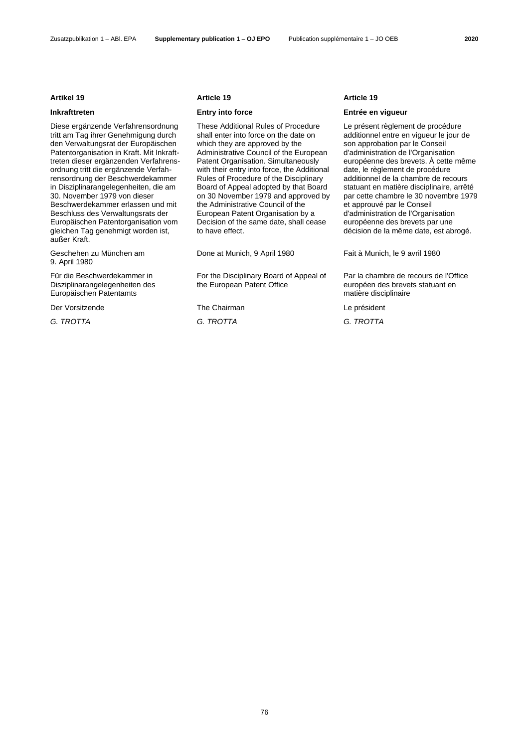**Artikel 19**

**Inkrafttreten**

Diese ergänzende Verfahrensordnung tritt am Tag ihrer Genehmigung durch den Verwaltungsrat der Europäischen Patentorganisation in Kraft. Mit Inkrafttreten dieser ergänzenden Verfahrensordnung tritt die ergänzende Verfahrensordnung der Beschwerdekammer in Disziplinarangelegenheiten, die am 30. November 1979 von dieser Beschwerdekammer erlassen und mit Beschluss des Verwaltungsrats der Europäischen Patentorganisation vom gleichen Tag genehmigt worden ist, außer Kraft.

Geschehen zu München am 9. April 1980

Für die Beschwerdekammer in Disziplinarangelegenheiten des Europäischen Patentamts

Der Vorsitzende

*G. TROTTA*

**Article 19**

**Entry into force**

These Additional Rules of Procedure shall enter into force on the date on which they are approved by the Administrative Council of the European Patent Organisation. Simultaneously with their entry into force, the Additional Rules of Procedure of the Disciplinary Board of Appeal adopted by that Board on 30 November 1979 and approved by the Administrative Council of the European Patent Organisation by a Decision of the same date, shall cease to have effect.

Done at Munich, 9 April 1980

For the Disciplinary Board of Appeal of the European Patent Office

The Chairman

*G. TROTTA*

**Article 19**

**Entrée en vigueur**

Le présent règlement de procédure additionnel entre en vigueur le jour de son approbation par le Conseil d'administration de l'Organisation européenne des brevets. À cette même date, le règlement de procédure additionnel de la chambre de recours statuant en matière disciplinaire, arrêté par cette chambre le 30 novembre 1979 et approuvé par le Conseil d'administration de l'Organisation européenne des brevets par une décision de la même date, est abrogé.

Fait à Munich, le 9 avril 1980

Par la chambre de recours de l'Office européen des brevets statuant en matière disciplinaire

Le président

*G. TROTTA*